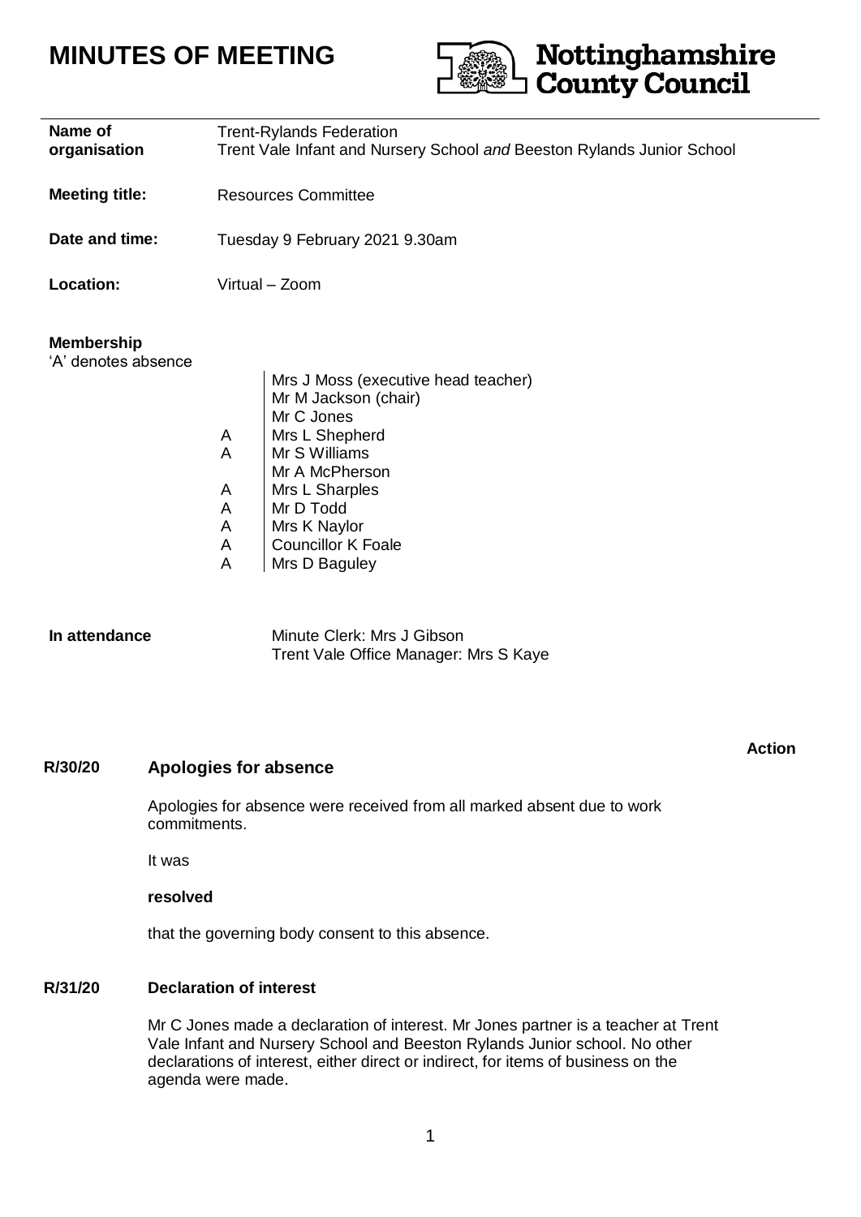# MINUTES OF MEETING

Nottinghamshire County Council

| | |
|---|---|
| **Name of organisation** | Trent-Rylands Federation<br>Trent Vale Infant and Nursery School *and* Beeston Rylands Junior School |
| **Meeting title:** | Resources Committee |
| **Date and time:** | Tuesday 9 February 2021 9.30am |
| **Location:** | Virtual – Zoom |

**Membership**
'A' denotes absence

| | |
|---|---|
| | Mrs J Moss (executive head teacher) |
| | Mr M Jackson (chair) |
| | Mr C Jones |
| A | Mrs L Shepherd |
| A | Mr S Williams |
| | Mr A McPherson |
| A | Mrs L Sharples |
| A | Mr D Todd |
| A | Mrs K Naylor |
| A | Councillor K Foale |
| A | Mrs D Baguley |

**In attendance**

Minute Clerk: Mrs J Gibson
Trent Vale Office Manager: Mrs S Kaye

**Action**

## R/30/20 Apologies for absence

Apologies for absence were received from all marked absent due to work commitments.

It was

**resolved**

that the governing body consent to this absence.

## R/31/20 Declaration of interest

Mr C Jones made a declaration of interest. Mr Jones partner is a teacher at Trent Vale Infant and Nursery School and Beeston Rylands Junior school. No other declarations of interest, either direct or indirect, for items of business on the agenda were made.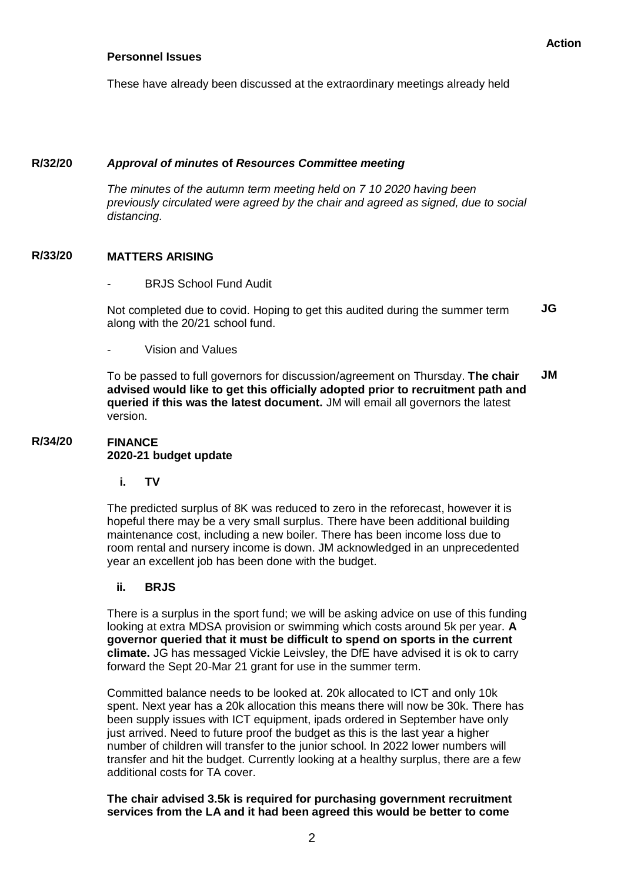**Action**

**Personnel Issues**

These have already been discussed at the extraordinary meetings already held

**R/32/20** ***Approval of minutes* of *Resources Committee meeting***

*The minutes of the autumn term meeting held on 7 10 2020 having been previously circulated were agreed by the chair and agreed as signed, due to social distancing.*

**R/33/20** **MATTERS ARISING**

- BRJS School Fund Audit

Not completed due to covid. Hoping to get this audited during the summer term along with the 20/21 school fund. **JG**

- Vision and Values

To be passed to full governors for discussion/agreement on Thursday. **The chair advised would like to get this officially adopted prior to recruitment path and queried if this was the latest document.** JM will email all governors the latest version. **JM**

**R/34/20** **FINANCE**
**2020-21 budget update**

**i. TV**

The predicted surplus of 8K was reduced to zero in the reforecast, however it is hopeful there may be a very small surplus. There have been additional building maintenance cost, including a new boiler. There has been income loss due to room rental and nursery income is down. JM acknowledged in an unprecedented year an excellent job has been done with the budget.

**ii. BRJS**

There is a surplus in the sport fund; we will be asking advice on use of this funding looking at extra MDSA provision or swimming which costs around 5k per year. **A governor queried that it must be difficult to spend on sports in the current climate.** JG has messaged Vickie Leivsley, the DfE have advised it is ok to carry forward the Sept 20-Mar 21 grant for use in the summer term.

Committed balance needs to be looked at. 20k allocated to ICT and only 10k spent. Next year has a 20k allocation this means there will now be 30k. There has been supply issues with ICT equipment, ipads ordered in September have only just arrived. Need to future proof the budget as this is the last year a higher number of children will transfer to the junior school. In 2022 lower numbers will transfer and hit the budget. Currently looking at a healthy surplus, there are a few additional costs for TA cover.

**The chair advised 3.5k is required for purchasing government recruitment services from the LA and it had been agreed this would be better to come**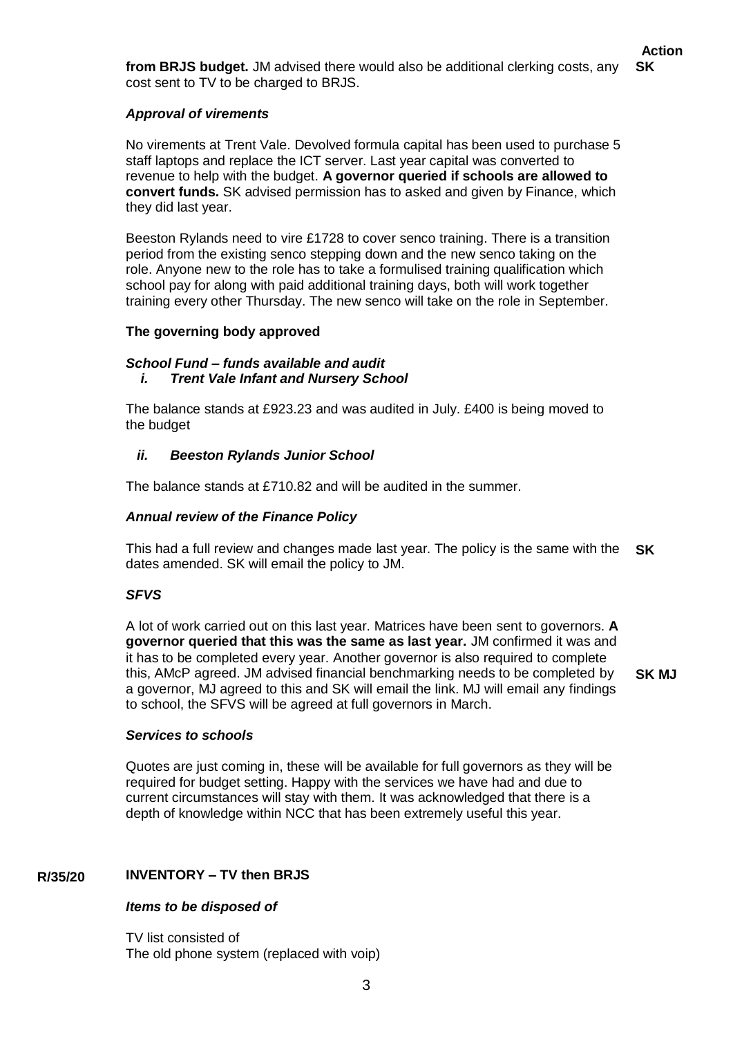**Action**

**from BRJS budget.** JM advised there would also be additional clerking costs, any cost sent to TV to be charged to BRJS. **SK**

***Approval of virements***

No virements at Trent Vale. Devolved formula capital has been used to purchase 5 staff laptops and replace the ICT server. Last year capital was converted to revenue to help with the budget. **A governor queried if schools are allowed to convert funds.** SK advised permission has to asked and given by Finance, which they did last year.

Beeston Rylands need to vire £1728 to cover senco training. There is a transition period from the existing senco stepping down and the new senco taking on the role. Anyone new to the role has to take a formulised training qualification which school pay for along with paid additional training days, both will work together training every other Thursday. The new senco will take on the role in September.

**The governing body approved**

***School Fund – funds available and audit***

***i. Trent Vale Infant and Nursery School***

The balance stands at £923.23 and was audited in July. £400 is being moved to the budget

***ii. Beeston Rylands Junior School***

The balance stands at £710.82 and will be audited in the summer.

***Annual review of the Finance Policy***

This had a full review and changes made last year. The policy is the same with the dates amended. SK will email the policy to JM. **SK**

***SFVS***

A lot of work carried out on this last year. Matrices have been sent to governors. **A governor queried that this was the same as last year.** JM confirmed it was and it has to be completed every year. Another governor is also required to complete this, AMcP agreed. JM advised financial benchmarking needs to be completed by a governor, MJ agreed to this and SK will email the link. MJ will email any findings to school, the SFVS will be agreed at full governors in March. **SK MJ**

***Services to schools***

Quotes are just coming in, these will be available for full governors as they will be required for budget setting. Happy with the services we have had and due to current circumstances will stay with them. It was acknowledged that there is a depth of knowledge within NCC that has been extremely useful this year.

**R/35/20 INVENTORY – TV then BRJS**

***Items to be disposed of***

TV list consisted of
The old phone system (replaced with voip)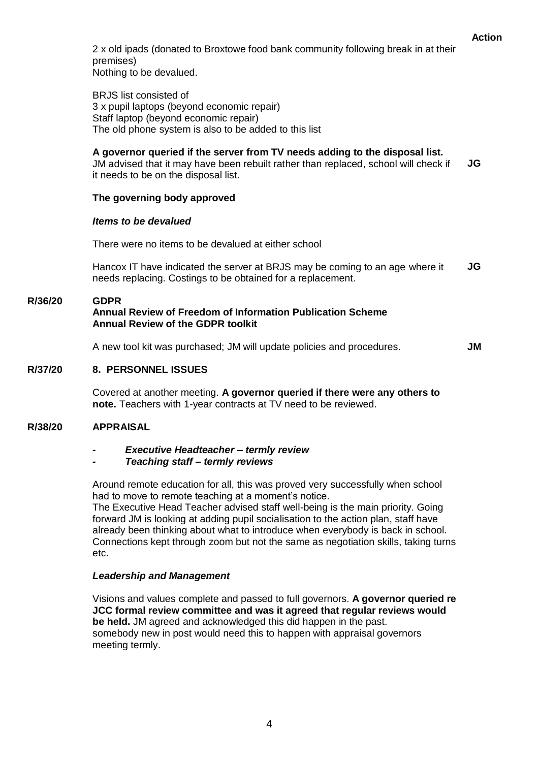**Action**

2 x old ipads (donated to Broxtowe food bank community following break in at their premises)
Nothing to be devalued.

BRJS list consisted of
3 x pupil laptops (beyond economic repair)
Staff laptop (beyond economic repair)
The old phone system is also to be added to this list

**A governor queried if the server from TV needs adding to the disposal list.**
JM advised that it may have been rebuilt rather than replaced, school will check if it needs to be on the disposal list. **JG**

**The governing body approved**

***Items to be devalued***

There were no items to be devalued at either school

Hancox IT have indicated the server at BRJS may be coming to an age where it needs replacing. Costings to be obtained for a replacement. **JG**

**R/36/20 GDPR**
**Annual Review of Freedom of Information Publication Scheme**
**Annual Review of the GDPR toolkit**

A new tool kit was purchased; JM will update policies and procedures. **JM**

**R/37/20 8. PERSONNEL ISSUES**

Covered at another meeting. **A governor queried if there were any others to note.** Teachers with 1-year contracts at TV need to be reviewed.

**R/38/20 APPRAISAL**

- ***Executive Headteacher – termly review***
- ***Teaching staff – termly reviews***

Around remote education for all, this was proved very successfully when school had to move to remote teaching at a moment's notice.
The Executive Head Teacher advised staff well-being is the main priority. Going forward JM is looking at adding pupil socialisation to the action plan, staff have already been thinking about what to introduce when everybody is back in school. Connections kept through zoom but not the same as negotiation skills, taking turns etc.

***Leadership and Management***

Visions and values complete and passed to full governors. **A governor queried re JCC formal review committee and was it agreed that regular reviews would be held.** JM agreed and acknowledged this did happen in the past. somebody new in post would need this to happen with appraisal governors meeting termly.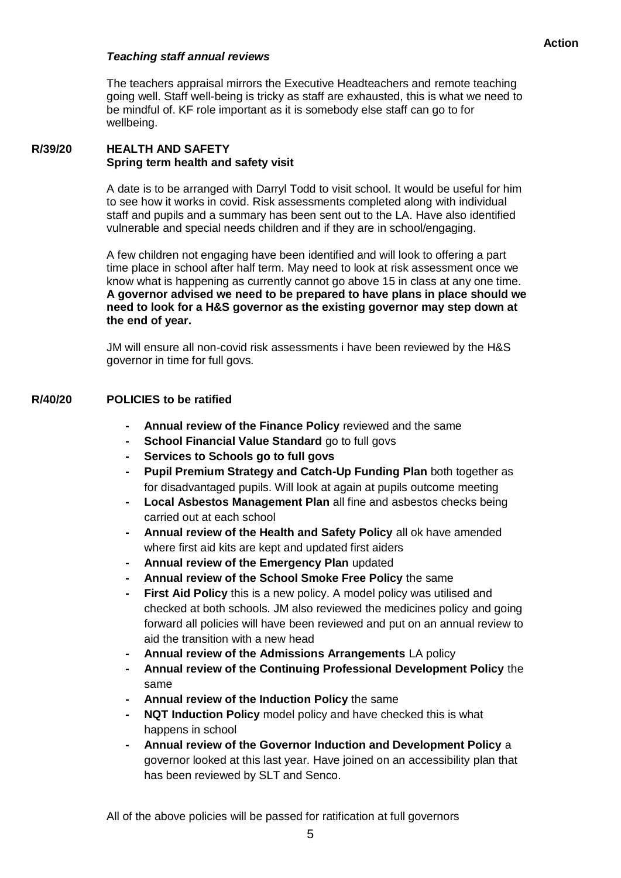**Action**

***Teaching staff annual reviews***

The teachers appraisal mirrors the Executive Headteachers and remote teaching going well. Staff well-being is tricky as staff are exhausted, this is what we need to be mindful of. KF role important as it is somebody else staff can go to for wellbeing.

**R/39/20 HEALTH AND SAFETY**
**Spring term health and safety visit**

A date is to be arranged with Darryl Todd to visit school. It would be useful for him to see how it works in covid. Risk assessments completed along with individual staff and pupils and a summary has been sent out to the LA. Have also identified vulnerable and special needs children and if they are in school/engaging.

A few children not engaging have been identified and will look to offering a part time place in school after half term. May need to look at risk assessment once we know what is happening as currently cannot go above 15 in class at any one time. **A governor advised we need to be prepared to have plans in place should we need to look for a H&S governor as the existing governor may step down at the end of year.**

JM will ensure all non-covid risk assessments i have been reviewed by the H&S governor in time for full govs.

**R/40/20 POLICIES to be ratified**

- **Annual review of the Finance Policy** reviewed and the same
- **School Financial Value Standard** go to full govs
- **Services to Schools go to full govs**
- **Pupil Premium Strategy and Catch-Up Funding Plan** both together as for disadvantaged pupils. Will look at again at pupils outcome meeting
- **Local Asbestos Management Plan** all fine and asbestos checks being carried out at each school
- **Annual review of the Health and Safety Policy** all ok have amended where first aid kits are kept and updated first aiders
- **Annual review of the Emergency Plan** updated
- **Annual review of the School Smoke Free Policy** the same
- **First Aid Policy** this is a new policy. A model policy was utilised and checked at both schools. JM also reviewed the medicines policy and going forward all policies will have been reviewed and put on an annual review to aid the transition with a new head
- **Annual review of the Admissions Arrangements** LA policy
- **Annual review of the Continuing Professional Development Policy** the same
- **Annual review of the Induction Policy** the same
- **NQT Induction Policy** model policy and have checked this is what happens in school
- **Annual review of the Governor Induction and Development Policy** a governor looked at this last year. Have joined on an accessibility plan that has been reviewed by SLT and Senco.

All of the above policies will be passed for ratification at full governors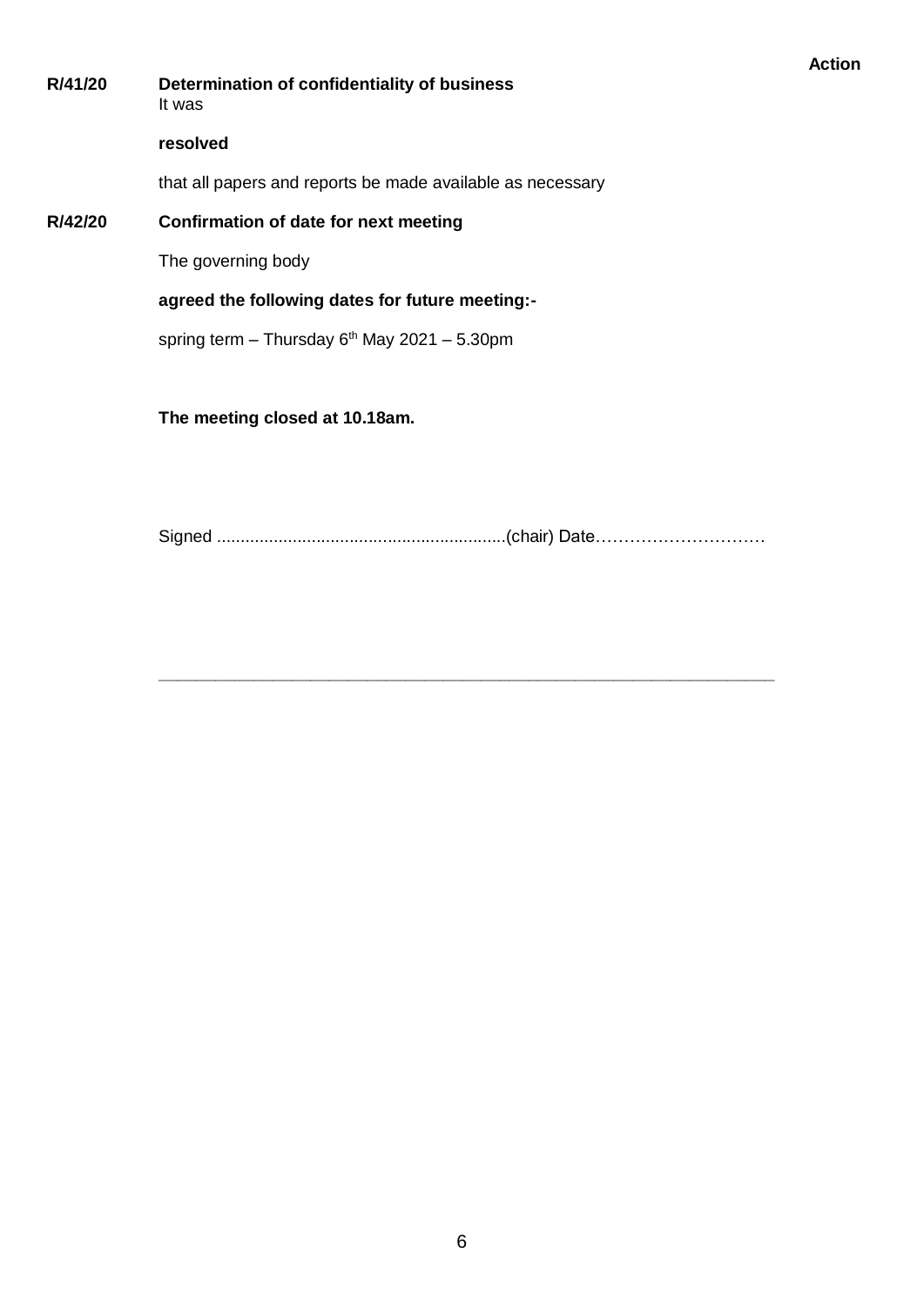**Action**

**R/41/20 Determination of confidentiality of business**

It was

**resolved**

that all papers and reports be made available as necessary

**R/42/20 Confirmation of date for next meeting**

The governing body

**agreed the following dates for future meeting:-**

spring term – Thursday 6th May 2021 – 5.30pm

**The meeting closed at 10.18am.**

Signed ............................................................(chair) Date…………………………

---